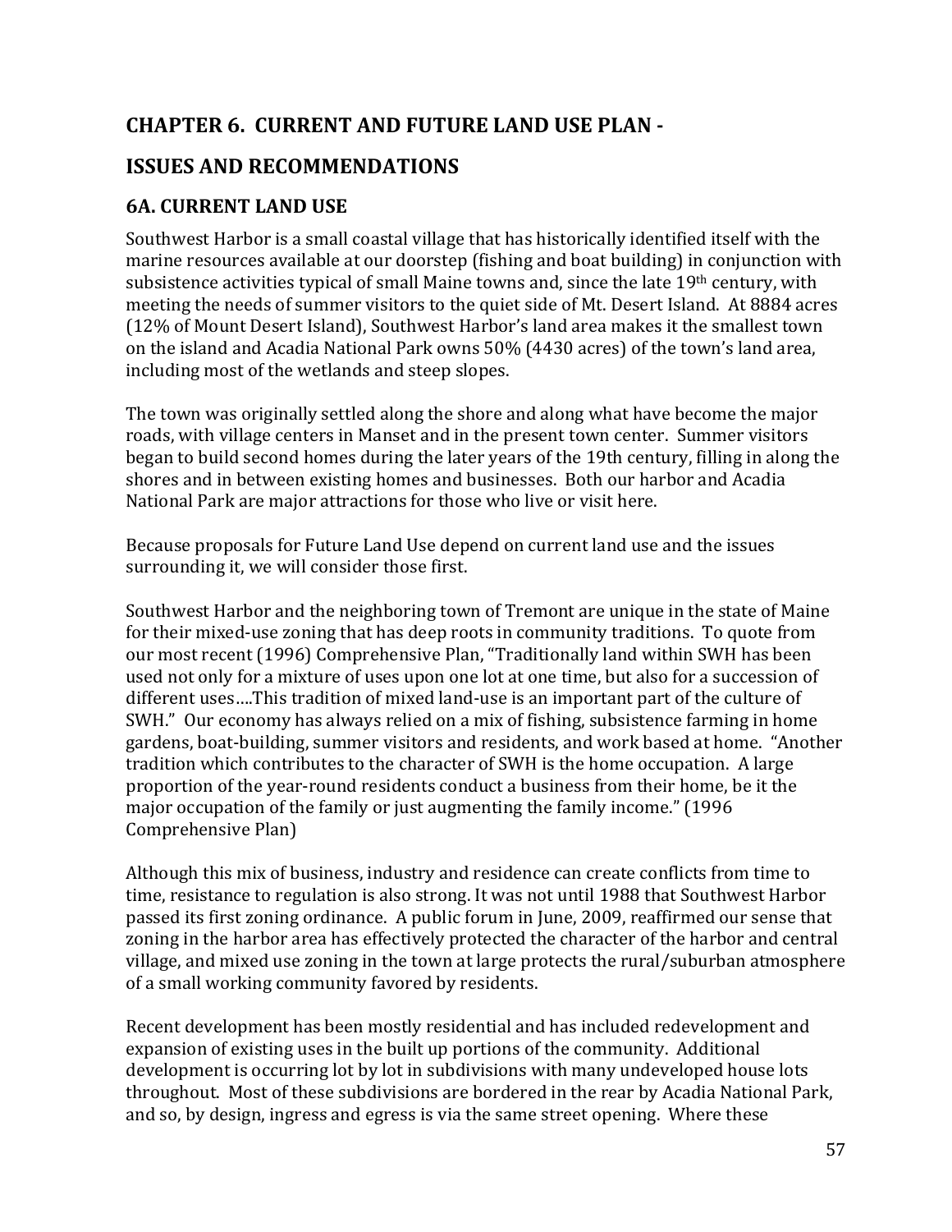# CHAPTER 6. CURRENT AND FUTURE LAND USE PLAN - ISSUES AND RECOMMENDATIONS

## 6A. CURRENT LAND USE

Southwest Harbor is a small coastal village that has historically identified itself with the marine resources available at our doorstep (fishing and boat building) in conjunction with subsistence activities typical of small Maine towns and, since the late 19th century, with meeting the needs of summer visitors to the quiet side of Mt. Desert Island. At 8884 acres (12% of Mount Desert Island), Southwest Harbor's land area makes it the smallest town on the island and Acadia National Park owns 50% (4430 acres) of the town's land area, including most of the wetlands and steep slopes.

The town was originally settled along the shore and along what have become the major roads, with village centers in Manset and in the present town center. Summer visitors began to build second homes during the later years of the 19th century, filling in along the shores and in between existing homes and businesses. Both our harbor and Acadia National Park are major attractions for those who live or visit here.

Because proposals for Future Land Use depend on current land use and the issues surrounding it, we will consider those first.

Southwest Harbor and the neighboring town of Tremont are unique in the state of Maine for their mixed-use zoning that has deep roots in community traditions. To quote from our most recent (1996) Comprehensive Plan, "Traditionally land within SWH has been used not only for a mixture of uses upon one lot at one time, but also for a succession of different uses….This tradition of mixed land-use is an important part of the culture of SWH." Our economy has always relied on a mix of fishing, subsistence farming in home gardens, boat-building, summer visitors and residents, and work based at home. "Another tradition which contributes to the character of SWH is the home occupation. A large proportion of the year-round residents conduct a business from their home, be it the major occupation of the family or just augmenting the family income." (1996 Comprehensive Plan)

Although this mix of business, industry and residence can create conflicts from time to time, resistance to regulation is also strong. It was not until 1988 that Southwest Harbor passed its first zoning ordinance. A public forum in June, 2009, reaffirmed our sense that zoning in the harbor area has effectively protected the character of the harbor and central village, and mixed use zoning in the town at large protects the rural/suburban atmosphere of a small working community favored by residents.

Recent development has been mostly residential and has included redevelopment and expansion of existing uses in the built up portions of the community. Additional development is occurring lot by lot in subdivisions with many undeveloped house lots throughout. Most of these subdivisions are bordered in the rear by Acadia National Park, and so, by design, ingress and egress is via the same street opening. Where these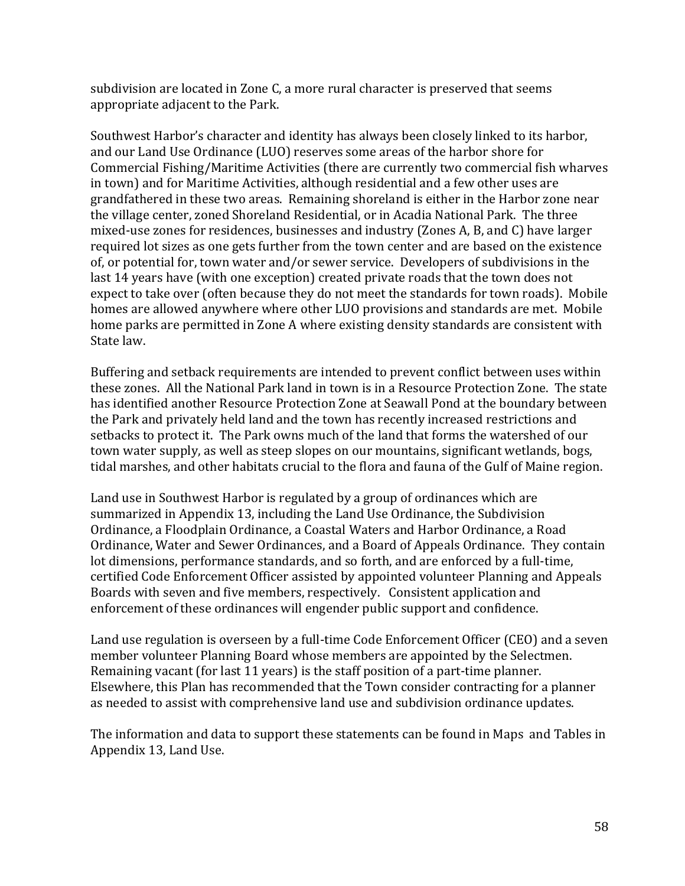subdivision are located in Zone C, a more rural character is preserved that seems appropriate adjacent to the Park.

Southwest Harbor's character and identity has always been closely linked to its harbor, and our Land Use Ordinance (LUO) reserves some areas of the harbor shore for Commercial Fishing/Maritime Activities (there are currently two commercial fish wharves in town) and for Maritime Activities, although residential and a few other uses are grandfathered in these two areas. Remaining shoreland is either in the Harbor zone near the village center, zoned Shoreland Residential, or in Acadia National Park. The three mixed-use zones for residences, businesses and industry (Zones A, B, and C) have larger required lot sizes as one gets further from the town center and are based on the existence of, or potential for, town water and/or sewer service. Developers of subdivisions in the last 14 years have (with one exception) created private roads that the town does not expect to take over (often because they do not meet the standards for town roads). Mobile homes are allowed anywhere where other LUO provisions and standards are met. Mobile home parks are permitted in Zone A where existing density standards are consistent with State law.

Buffering and setback requirements are intended to prevent conflict between uses within these zones. All the National Park land in town is in a Resource Protection Zone. The state has identified another Resource Protection Zone at Seawall Pond at the boundary between the Park and privately held land and the town has recently increased restrictions and setbacks to protect it. The Park owns much of the land that forms the watershed of our town water supply, as well as steep slopes on our mountains, significant wetlands, bogs, tidal marshes, and other habitats crucial to the flora and fauna of the Gulf of Maine region.

Land use in Southwest Harbor is regulated by a group of ordinances which are summarized in Appendix 13, including the Land Use Ordinance, the Subdivision Ordinance, a Floodplain Ordinance, a Coastal Waters and Harbor Ordinance, a Road Ordinance, Water and Sewer Ordinances, and a Board of Appeals Ordinance. They contain lot dimensions, performance standards, and so forth, and are enforced by a full-time, certified Code Enforcement Officer assisted by appointed volunteer Planning and Appeals Boards with seven and five members, respectively. Consistent application and enforcement of these ordinances will engender public support and confidence.

Land use regulation is overseen by a full-time Code Enforcement Officer (CEO) and a seven member volunteer Planning Board whose members are appointed by the Selectmen. Remaining vacant (for last 11 years) is the staff position of a part-time planner. Elsewhere, this Plan has recommended that the Town consider contracting for a planner as needed to assist with comprehensive land use and subdivision ordinance updates.

The information and data to support these statements can be found in Maps and Tables in Appendix 13, Land Use.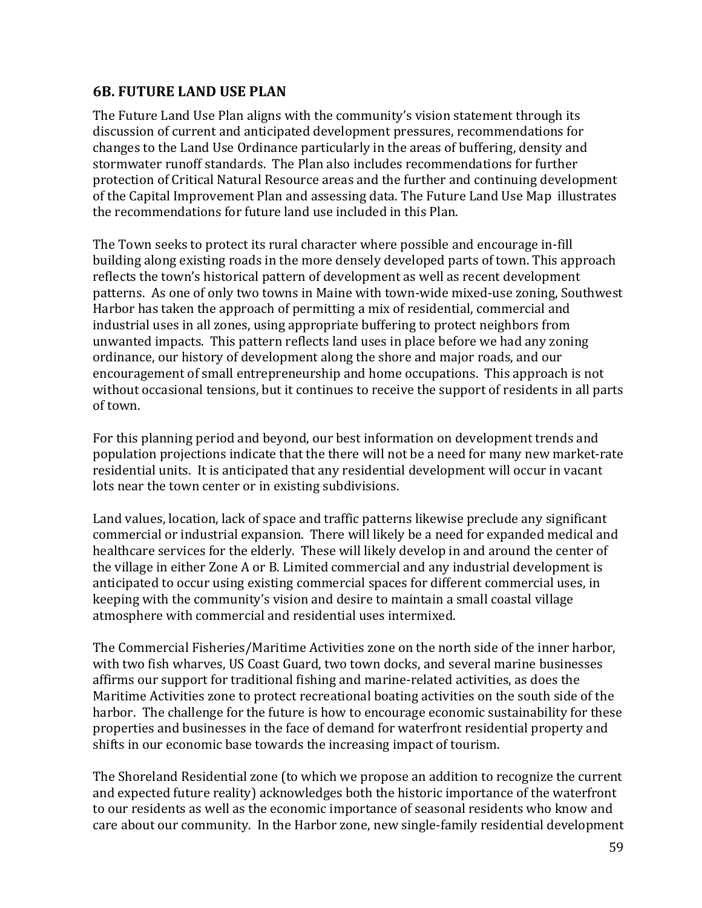## 6B. FUTURE LAND USE PLAN

The Future Land Use Plan aligns with the community's vision statement through its discussion of current and anticipated development pressures, recommendations for changes to the Land Use Ordinance particularly in the areas of buffering, density and stormwater runoff standards. The Plan also includes recommendations for further protection of Critical Natural Resource areas and the further and continuing development of the Capital Improvement Plan and assessing data. The Future Land Use Map illustrates the recommendations for future land use included in this Plan.

The Town seeks to protect its rural character where possible and encourage in-fill building along existing roads in the more densely developed parts of town. This approach reflects the town's historical pattern of development as well as recent development patterns. As one of only two towns in Maine with town-wide mixed-use zoning, Southwest Harbor has taken the approach of permitting a mix of residential, commercial and industrial uses in all zones, using appropriate buffering to protect neighbors from unwanted impacts. This pattern reflects land uses in place before we had any zoning ordinance, our history of development along the shore and major roads, and our encouragement of small entrepreneurship and home occupations. This approach is not without occasional tensions, but it continues to receive the support of residents in all parts of town.

For this planning period and beyond, our best information on development trends and population projections indicate that the there will not be a need for many new market-rate residential units. It is anticipated that any residential development will occur in vacant lots near the town center or in existing subdivisions.

Land values, location, lack of space and traffic patterns likewise preclude any significant commercial or industrial expansion. There will likely be a need for expanded medical and healthcare services for the elderly. These will likely develop in and around the center of the village in either Zone A or B. Limited commercial and any industrial development is anticipated to occur using existing commercial spaces for different commercial uses, in keeping with the community's vision and desire to maintain a small coastal village atmosphere with commercial and residential uses intermixed.

The Commercial Fisheries/Maritime Activities zone on the north side of the inner harbor, with two fish wharves, US Coast Guard, two town docks, and several marine businesses affirms our support for traditional fishing and marine-related activities, as does the Maritime Activities zone to protect recreational boating activities on the south side of the harbor. The challenge for the future is how to encourage economic sustainability for these properties and businesses in the face of demand for waterfront residential property and shifts in our economic base towards the increasing impact of tourism.

The Shoreland Residential zone (to which we propose an addition to recognize the current and expected future reality) acknowledges both the historic importance of the waterfront to our residents as well as the economic importance of seasonal residents who know and care about our community. In the Harbor zone, new single-family residential development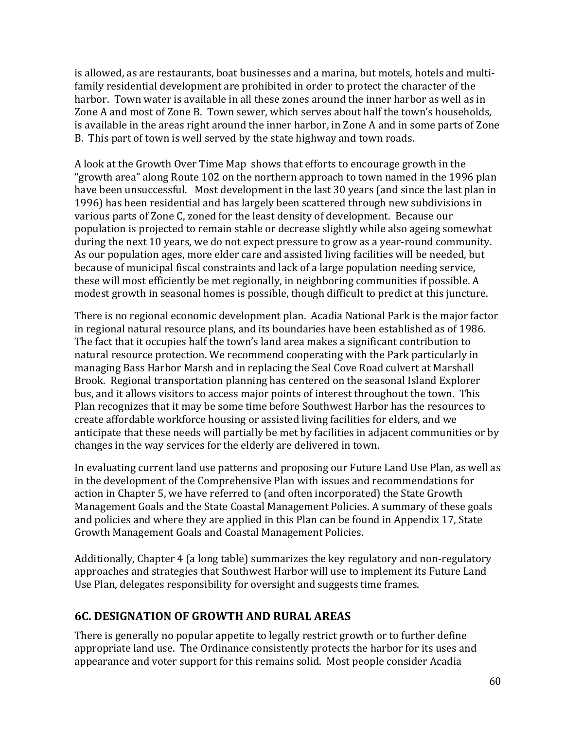is allowed, as are restaurants, boat businesses and a marina, but motels, hotels and multi-family residential development are prohibited in order to protect the character of the harbor. Town water is available in all these zones around the inner harbor as well as in Zone A and most of Zone B. Town sewer, which serves about half the town's households, is available in the areas right around the inner harbor, in Zone A and in some parts of Zone B. This part of town is well served by the state highway and town roads.

A look at the Growth Over Time Map shows that efforts to encourage growth in the "growth area" along Route 102 on the northern approach to town named in the 1996 plan have been unsuccessful. Most development in the last 30 years (and since the last plan in 1996) has been residential and has largely been scattered through new subdivisions in various parts of Zone C, zoned for the least density of development. Because our population is projected to remain stable or decrease slightly while also ageing somewhat during the next 10 years, we do not expect pressure to grow as a year-round community. As our population ages, more elder care and assisted living facilities will be needed, but because of municipal fiscal constraints and lack of a large population needing service, these will most efficiently be met regionally, in neighboring communities if possible. A modest growth in seasonal homes is possible, though difficult to predict at this juncture.

There is no regional economic development plan. Acadia National Park is the major factor in regional natural resource plans, and its boundaries have been established as of 1986. The fact that it occupies half the town's land area makes a significant contribution to natural resource protection. We recommend cooperating with the Park particularly in managing Bass Harbor Marsh and in replacing the Seal Cove Road culvert at Marshall Brook. Regional transportation planning has centered on the seasonal Island Explorer bus, and it allows visitors to access major points of interest throughout the town. This Plan recognizes that it may be some time before Southwest Harbor has the resources to create affordable workforce housing or assisted living facilities for elders, and we anticipate that these needs will partially be met by facilities in adjacent communities or by changes in the way services for the elderly are delivered in town.

In evaluating current land use patterns and proposing our Future Land Use Plan, as well as in the development of the Comprehensive Plan with issues and recommendations for action in Chapter 5, we have referred to (and often incorporated) the State Growth Management Goals and the State Coastal Management Policies. A summary of these goals and policies and where they are applied in this Plan can be found in Appendix 17, State Growth Management Goals and Coastal Management Policies.

Additionally, Chapter 4 (a long table) summarizes the key regulatory and non-regulatory approaches and strategies that Southwest Harbor will use to implement its Future Land Use Plan, delegates responsibility for oversight and suggests time frames.

## 6C. DESIGNATION OF GROWTH AND RURAL AREAS

There is generally no popular appetite to legally restrict growth or to further define appropriate land use. The Ordinance consistently protects the harbor for its uses and appearance and voter support for this remains solid. Most people consider Acadia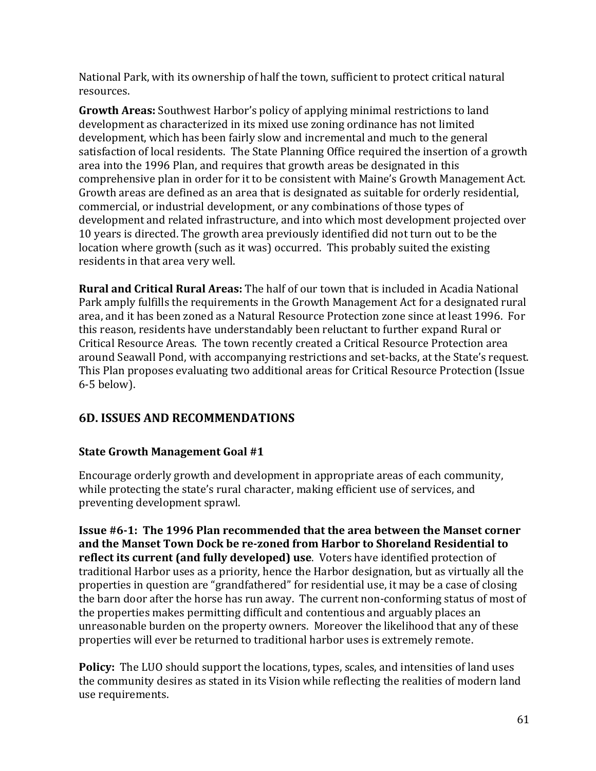National Park, with its ownership of half the town, sufficient to protect critical natural resources.

**Growth Areas:** Southwest Harbor's policy of applying minimal restrictions to land development as characterized in its mixed use zoning ordinance has not limited development, which has been fairly slow and incremental and much to the general satisfaction of local residents. The State Planning Office required the insertion of a growth area into the 1996 Plan, and requires that growth areas be designated in this comprehensive plan in order for it to be consistent with Maine's Growth Management Act. Growth areas are defined as an area that is designated as suitable for orderly residential, commercial, or industrial development, or any combinations of those types of development and related infrastructure, and into which most development projected over 10 years is directed. The growth area previously identified did not turn out to be the location where growth (such as it was) occurred. This probably suited the existing residents in that area very well.

**Rural and Critical Rural Areas:** The half of our town that is included in Acadia National Park amply fulfills the requirements in the Growth Management Act for a designated rural area, and it has been zoned as a Natural Resource Protection zone since at least 1996. For this reason, residents have understandably been reluctant to further expand Rural or Critical Resource Areas. The town recently created a Critical Resource Protection area around Seawall Pond, with accompanying restrictions and set-backs, at the State's request. This Plan proposes evaluating two additional areas for Critical Resource Protection (Issue 6-5 below).

## 6D. ISSUES AND RECOMMENDATIONS

### State Growth Management Goal #1

Encourage orderly growth and development in appropriate areas of each community, while protecting the state's rural character, making efficient use of services, and preventing development sprawl.

**Issue #6-1: The 1996 Plan recommended that the area between the Manset corner and the Manset Town Dock be re-zoned from Harbor to Shoreland Residential to reflect its current (and fully developed) use**. Voters have identified protection of traditional Harbor uses as a priority, hence the Harbor designation, but as virtually all the properties in question are "grandfathered" for residential use, it may be a case of closing the barn door after the horse has run away. The current non-conforming status of most of the properties makes permitting difficult and contentious and arguably places an unreasonable burden on the property owners. Moreover the likelihood that any of these properties will ever be returned to traditional harbor uses is extremely remote.

**Policy:** The LUO should support the locations, types, scales, and intensities of land uses the community desires as stated in its Vision while reflecting the realities of modern land use requirements.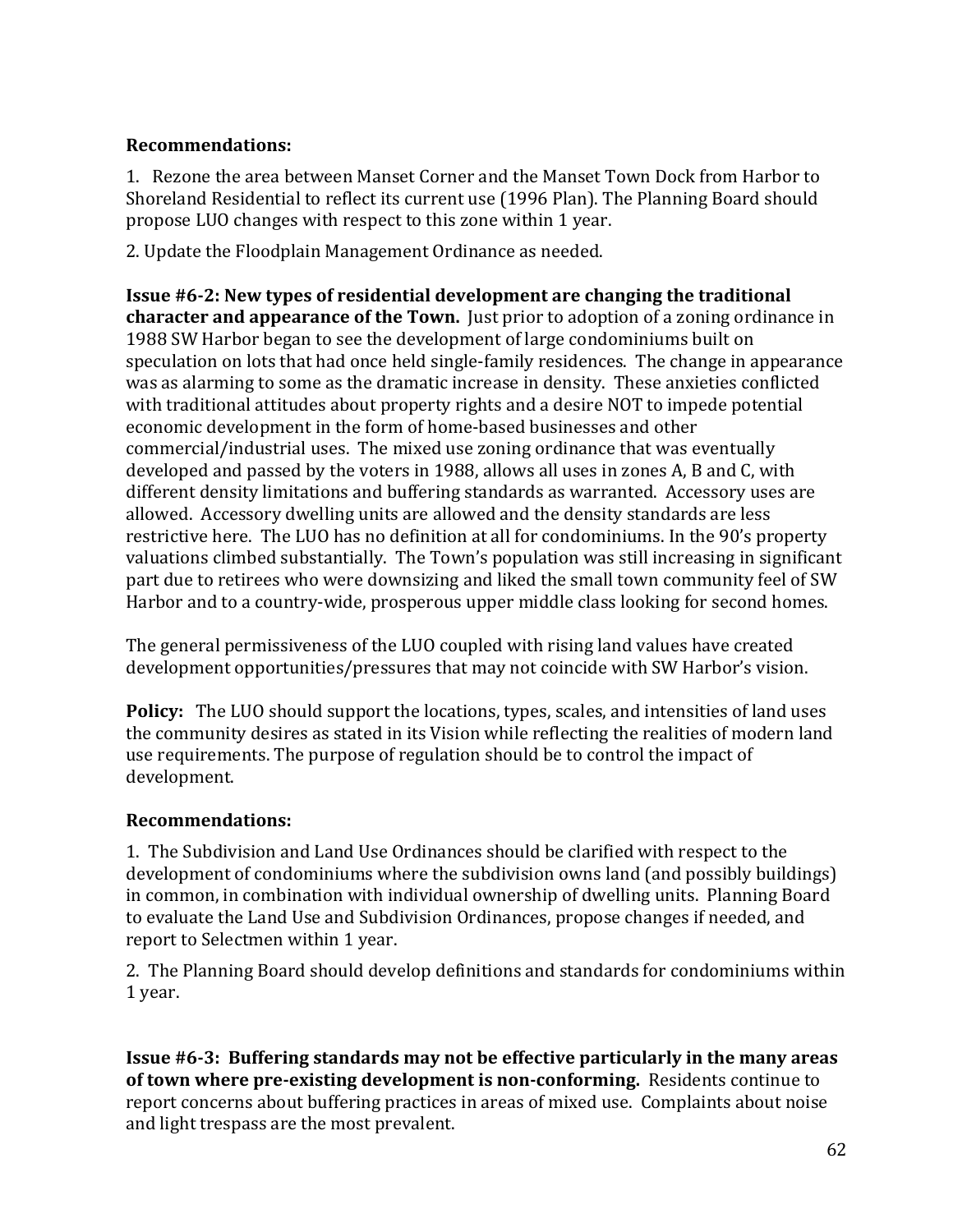**Recommendations:**

1. Rezone the area between Manset Corner and the Manset Town Dock from Harbor to Shoreland Residential to reflect its current use (1996 Plan). The Planning Board should propose LUO changes with respect to this zone within 1 year.

2. Update the Floodplain Management Ordinance as needed.

**Issue #6-2: New types of residential development are changing the traditional character and appearance of the Town.** Just prior to adoption of a zoning ordinance in 1988 SW Harbor began to see the development of large condominiums built on speculation on lots that had once held single-family residences. The change in appearance was as alarming to some as the dramatic increase in density. These anxieties conflicted with traditional attitudes about property rights and a desire NOT to impede potential economic development in the form of home-based businesses and other commercial/industrial uses. The mixed use zoning ordinance that was eventually developed and passed by the voters in 1988, allows all uses in zones A, B and C, with different density limitations and buffering standards as warranted. Accessory uses are allowed. Accessory dwelling units are allowed and the density standards are less restrictive here. The LUO has no definition at all for condominiums. In the 90's property valuations climbed substantially. The Town's population was still increasing in significant part due to retirees who were downsizing and liked the small town community feel of SW Harbor and to a country-wide, prosperous upper middle class looking for second homes.

The general permissiveness of the LUO coupled with rising land values have created development opportunities/pressures that may not coincide with SW Harbor's vision.

**Policy:** The LUO should support the locations, types, scales, and intensities of land uses the community desires as stated in its Vision while reflecting the realities of modern land use requirements. The purpose of regulation should be to control the impact of development.

**Recommendations:**

1. The Subdivision and Land Use Ordinances should be clarified with respect to the development of condominiums where the subdivision owns land (and possibly buildings) in common, in combination with individual ownership of dwelling units. Planning Board to evaluate the Land Use and Subdivision Ordinances, propose changes if needed, and report to Selectmen within 1 year.

2. The Planning Board should develop definitions and standards for condominiums within 1 year.

**Issue #6-3: Buffering standards may not be effective particularly in the many areas of town where pre-existing development is non-conforming.** Residents continue to report concerns about buffering practices in areas of mixed use. Complaints about noise and light trespass are the most prevalent.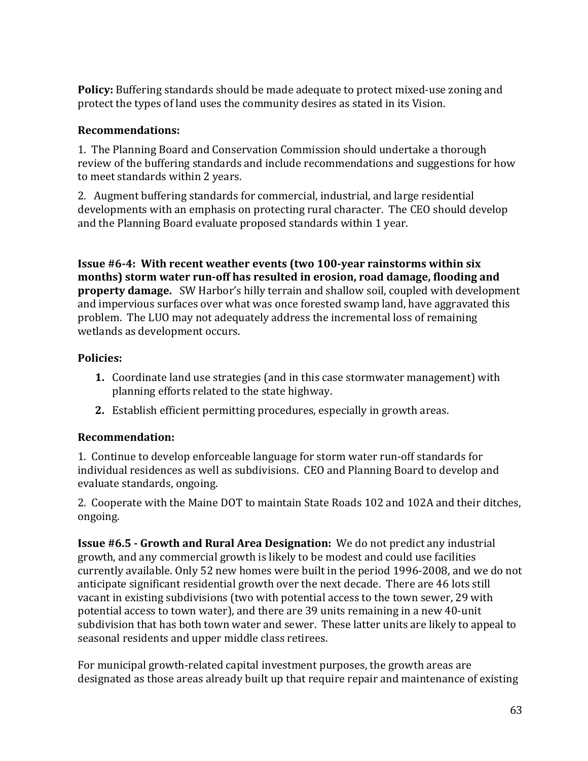**Policy:** Buffering standards should be made adequate to protect mixed-use zoning and protect the types of land uses the community desires as stated in its Vision.

**Recommendations:**

1. The Planning Board and Conservation Commission should undertake a thorough review of the buffering standards and include recommendations and suggestions for how to meet standards within 2 years.

2. Augment buffering standards for commercial, industrial, and large residential developments with an emphasis on protecting rural character. The CEO should develop and the Planning Board evaluate proposed standards within 1 year.

**Issue #6-4: With recent weather events (two 100-year rainstorms within six months) storm water run-off has resulted in erosion, road damage, flooding and property damage.** SW Harbor's hilly terrain and shallow soil, coupled with development and impervious surfaces over what was once forested swamp land, have aggravated this problem. The LUO may not adequately address the incremental loss of remaining wetlands as development occurs.

**Policies:**

1. Coordinate land use strategies (and in this case stormwater management) with planning efforts related to the state highway.
2. Establish efficient permitting procedures, especially in growth areas.

**Recommendation:**

1. Continue to develop enforceable language for storm water run-off standards for individual residences as well as subdivisions. CEO and Planning Board to develop and evaluate standards, ongoing.

2. Cooperate with the Maine DOT to maintain State Roads 102 and 102A and their ditches, ongoing.

**Issue #6.5 - Growth and Rural Area Designation:** We do not predict any industrial growth, and any commercial growth is likely to be modest and could use facilities currently available. Only 52 new homes were built in the period 1996-2008, and we do not anticipate significant residential growth over the next decade. There are 46 lots still vacant in existing subdivisions (two with potential access to the town sewer, 29 with potential access to town water), and there are 39 units remaining in a new 40-unit subdivision that has both town water and sewer. These latter units are likely to appeal to seasonal residents and upper middle class retirees.

For municipal growth-related capital investment purposes, the growth areas are designated as those areas already built up that require repair and maintenance of existing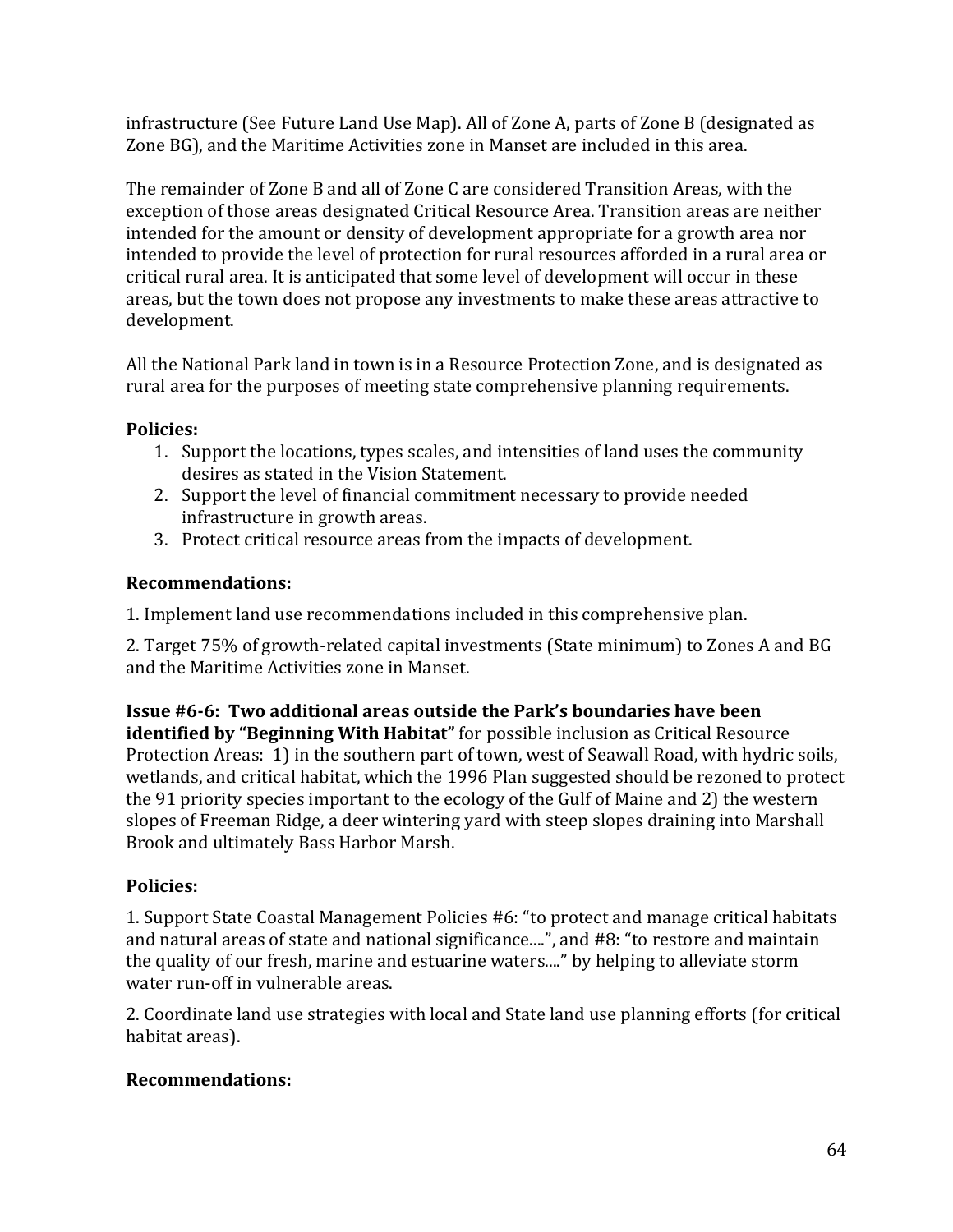infrastructure (See Future Land Use Map). All of Zone A, parts of Zone B (designated as Zone BG), and the Maritime Activities zone in Manset are included in this area.

The remainder of Zone B and all of Zone C are considered Transition Areas, with the exception of those areas designated Critical Resource Area. Transition areas are neither intended for the amount or density of development appropriate for a growth area nor intended to provide the level of protection for rural resources afforded in a rural area or critical rural area. It is anticipated that some level of development will occur in these areas, but the town does not propose any investments to make these areas attractive to development.

All the National Park land in town is in a Resource Protection Zone, and is designated as rural area for the purposes of meeting state comprehensive planning requirements.

**Policies:**

1. Support the locations, types scales, and intensities of land uses the community desires as stated in the Vision Statement.
2. Support the level of financial commitment necessary to provide needed infrastructure in growth areas.
3. Protect critical resource areas from the impacts of development.

**Recommendations:**

1. Implement land use recommendations included in this comprehensive plan.

2. Target 75% of growth-related capital investments (State minimum) to Zones A and BG and the Maritime Activities zone in Manset.

**Issue #6-6: Two additional areas outside the Park's boundaries have been identified by "Beginning With Habitat"** for possible inclusion as Critical Resource Protection Areas: 1) in the southern part of town, west of Seawall Road, with hydric soils, wetlands, and critical habitat, which the 1996 Plan suggested should be rezoned to protect the 91 priority species important to the ecology of the Gulf of Maine and 2) the western slopes of Freeman Ridge, a deer wintering yard with steep slopes draining into Marshall Brook and ultimately Bass Harbor Marsh.

**Policies:**

1. Support State Coastal Management Policies #6: "to protect and manage critical habitats and natural areas of state and national significance....", and #8: "to restore and maintain the quality of our fresh, marine and estuarine waters...." by helping to alleviate storm water run-off in vulnerable areas.

2. Coordinate land use strategies with local and State land use planning efforts (for critical habitat areas).

**Recommendations:**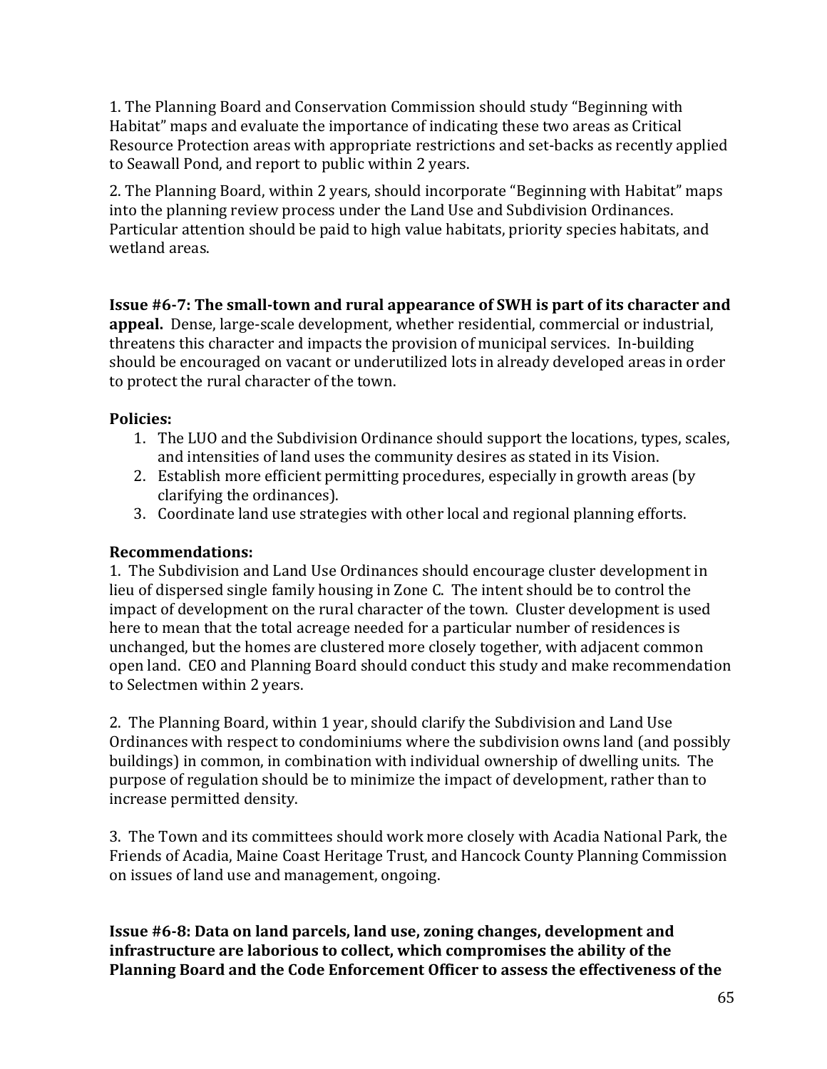1. The Planning Board and Conservation Commission should study "Beginning with Habitat" maps and evaluate the importance of indicating these two areas as Critical Resource Protection areas with appropriate restrictions and set-backs as recently applied to Seawall Pond, and report to public within 2 years.

2. The Planning Board, within 2 years, should incorporate "Beginning with Habitat" maps into the planning review process under the Land Use and Subdivision Ordinances. Particular attention should be paid to high value habitats, priority species habitats, and wetland areas.

**Issue #6-7: The small-town and rural appearance of SWH is part of its character and appeal.** Dense, large-scale development, whether residential, commercial or industrial, threatens this character and impacts the provision of municipal services. In-building should be encouraged on vacant or underutilized lots in already developed areas in order to protect the rural character of the town.

**Policies:**

1. The LUO and the Subdivision Ordinance should support the locations, types, scales, and intensities of land uses the community desires as stated in its Vision.
2. Establish more efficient permitting procedures, especially in growth areas (by clarifying the ordinances).
3. Coordinate land use strategies with other local and regional planning efforts.

**Recommendations:**

1. The Subdivision and Land Use Ordinances should encourage cluster development in lieu of dispersed single family housing in Zone C. The intent should be to control the impact of development on the rural character of the town. Cluster development is used here to mean that the total acreage needed for a particular number of residences is unchanged, but the homes are clustered more closely together, with adjacent common open land. CEO and Planning Board should conduct this study and make recommendation to Selectmen within 2 years.

2. The Planning Board, within 1 year, should clarify the Subdivision and Land Use Ordinances with respect to condominiums where the subdivision owns land (and possibly buildings) in common, in combination with individual ownership of dwelling units. The purpose of regulation should be to minimize the impact of development, rather than to increase permitted density.

3. The Town and its committees should work more closely with Acadia National Park, the Friends of Acadia, Maine Coast Heritage Trust, and Hancock County Planning Commission on issues of land use and management, ongoing.

**Issue #6-8: Data on land parcels, land use, zoning changes, development and infrastructure are laborious to collect, which compromises the ability of the Planning Board and the Code Enforcement Officer to assess the effectiveness of the**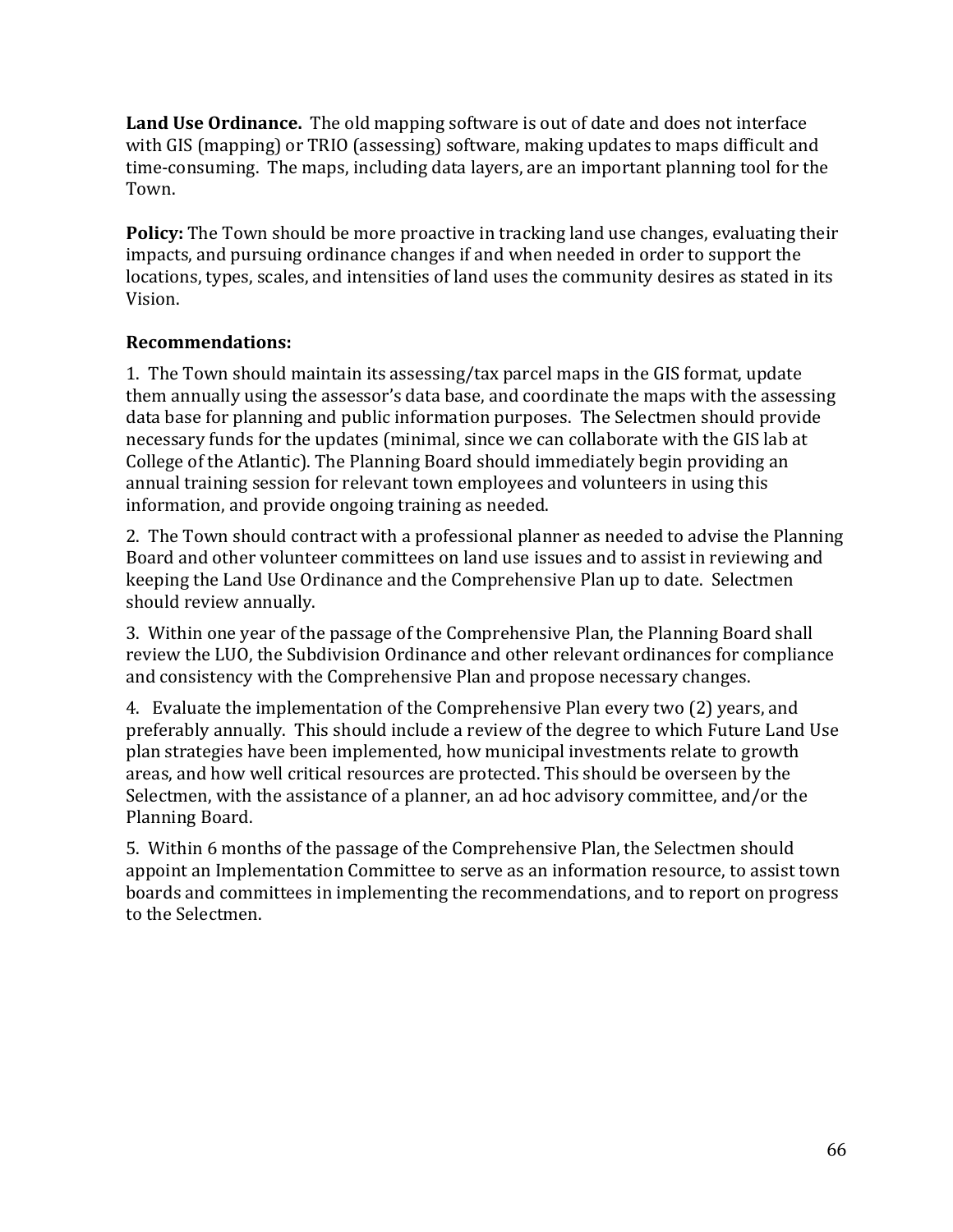**Land Use Ordinance.** The old mapping software is out of date and does not interface with GIS (mapping) or TRIO (assessing) software, making updates to maps difficult and time-consuming. The maps, including data layers, are an important planning tool for the Town.

**Policy:** The Town should be more proactive in tracking land use changes, evaluating their impacts, and pursuing ordinance changes if and when needed in order to support the locations, types, scales, and intensities of land uses the community desires as stated in its Vision.

**Recommendations:**

1. The Town should maintain its assessing/tax parcel maps in the GIS format, update them annually using the assessor's data base, and coordinate the maps with the assessing data base for planning and public information purposes. The Selectmen should provide necessary funds for the updates (minimal, since we can collaborate with the GIS lab at College of the Atlantic). The Planning Board should immediately begin providing an annual training session for relevant town employees and volunteers in using this information, and provide ongoing training as needed.

2. The Town should contract with a professional planner as needed to advise the Planning Board and other volunteer committees on land use issues and to assist in reviewing and keeping the Land Use Ordinance and the Comprehensive Plan up to date. Selectmen should review annually.

3. Within one year of the passage of the Comprehensive Plan, the Planning Board shall review the LUO, the Subdivision Ordinance and other relevant ordinances for compliance and consistency with the Comprehensive Plan and propose necessary changes.

4. Evaluate the implementation of the Comprehensive Plan every two (2) years, and preferably annually. This should include a review of the degree to which Future Land Use plan strategies have been implemented, how municipal investments relate to growth areas, and how well critical resources are protected. This should be overseen by the Selectmen, with the assistance of a planner, an ad hoc advisory committee, and/or the Planning Board.

5. Within 6 months of the passage of the Comprehensive Plan, the Selectmen should appoint an Implementation Committee to serve as an information resource, to assist town boards and committees in implementing the recommendations, and to report on progress to the Selectmen.